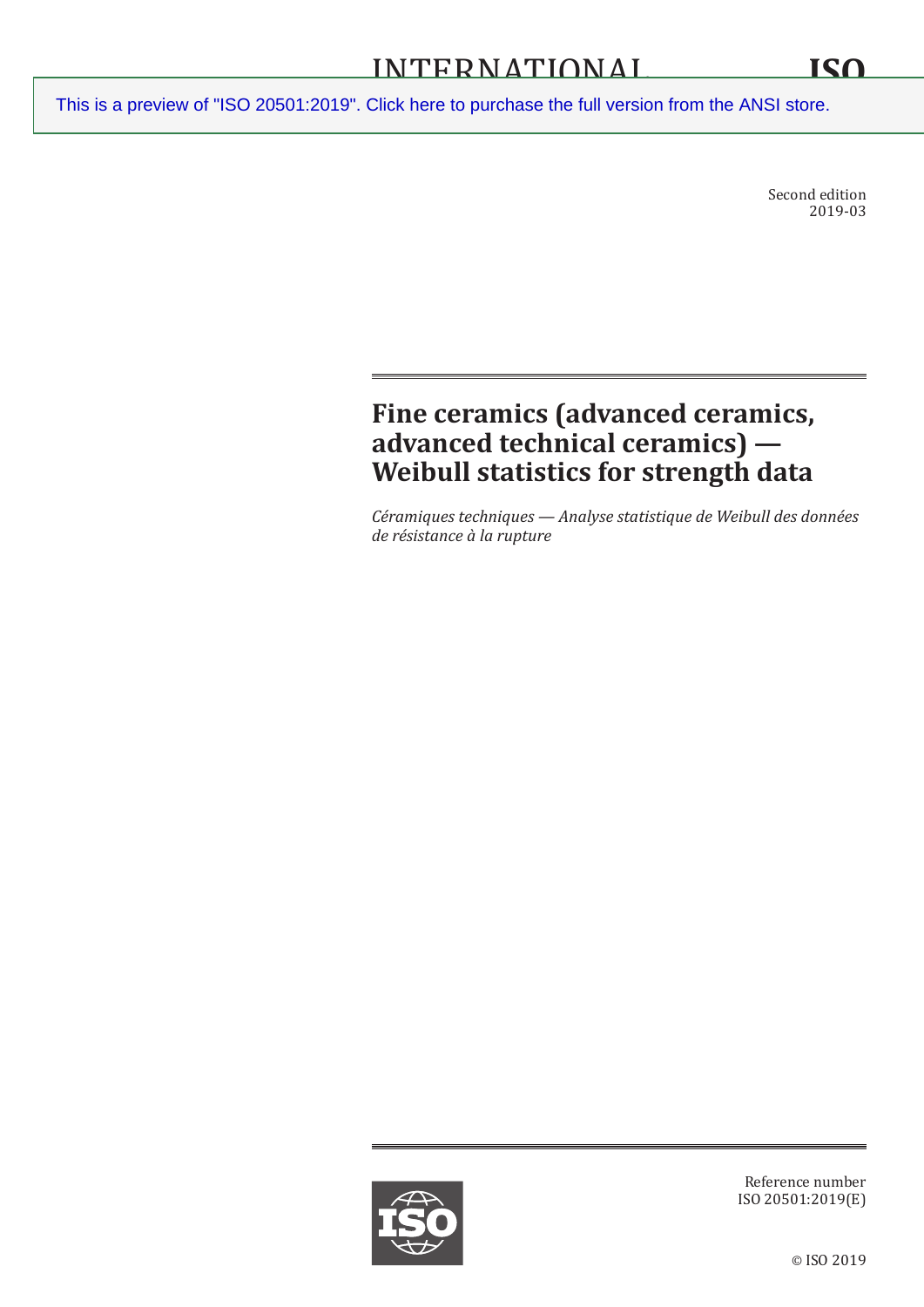INTERNATIONAL STANDARD

ISO 20501

This is a preview of "ISO 20501:2019". Click here to purchase the full version from the ANSI store.

Second edition
2019-03

# Fine ceramics (advanced ceramics, advanced technical ceramics) — Weibull statistics for strength data

*Céramiques techniques — Analyse statistique de Weibull des données de résistance à la rupture*

Reference number
ISO 20501:2019(E)

© ISO 2019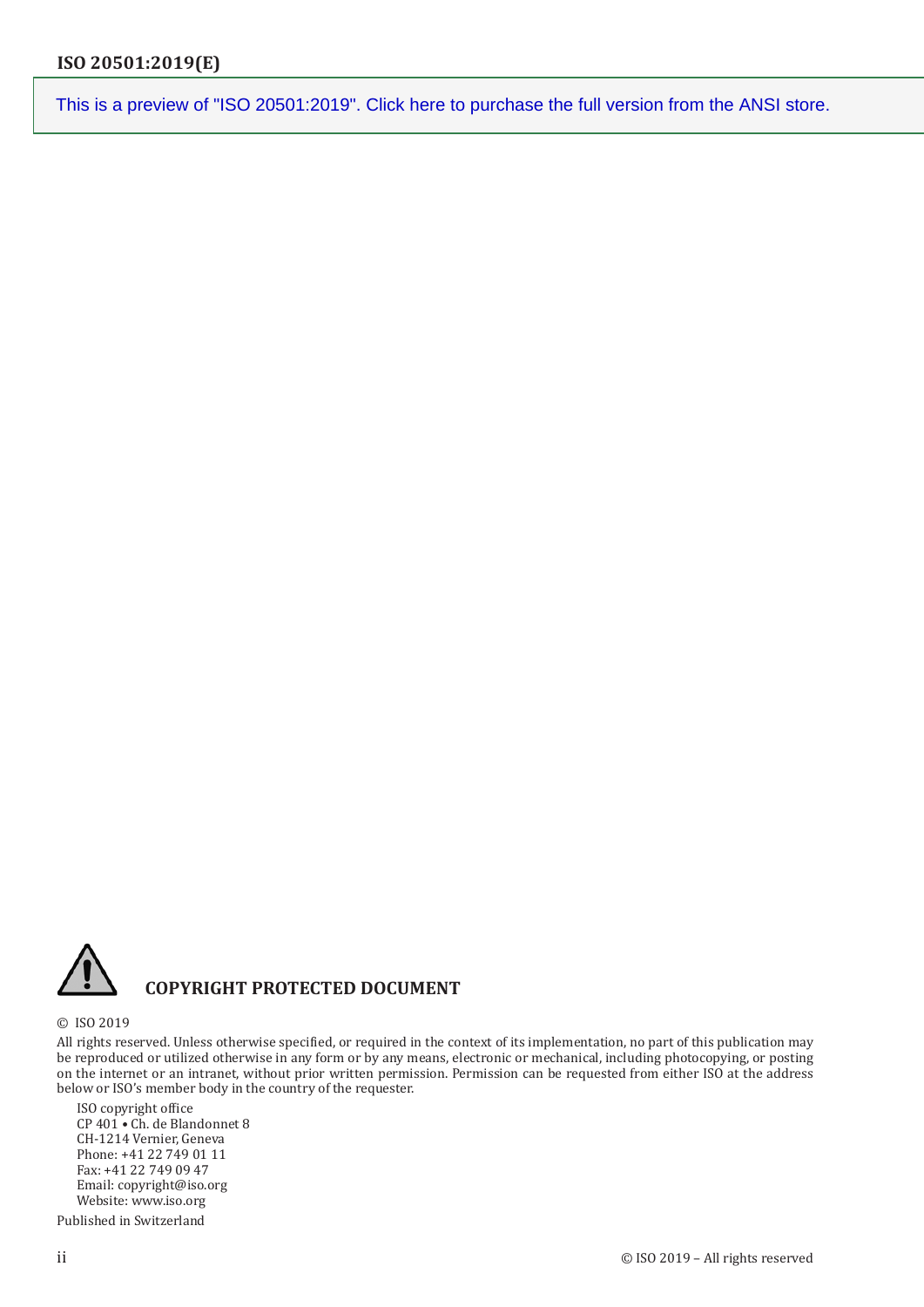This is a preview of "ISO 20501:2019". Click here to purchase the full version from the ANSI store.

**COPYRIGHT PROTECTED DOCUMENT**

© ISO 2019

All rights reserved. Unless otherwise specified, or required in the context of its implementation, no part of this publication may be reproduced or utilized otherwise in any form or by any means, electronic or mechanical, including photocopying, or posting on the internet or an intranet, without prior written permission. Permission can be requested from either ISO at the address below or ISO's member body in the country of the requester.

ISO copyright office
CP 401 • Ch. de Blandonnet 8
CH-1214 Vernier, Geneva
Phone: +41 22 749 01 11
Fax: +41 22 749 09 47
Email: copyright@iso.org
Website: www.iso.org

Published in Switzerland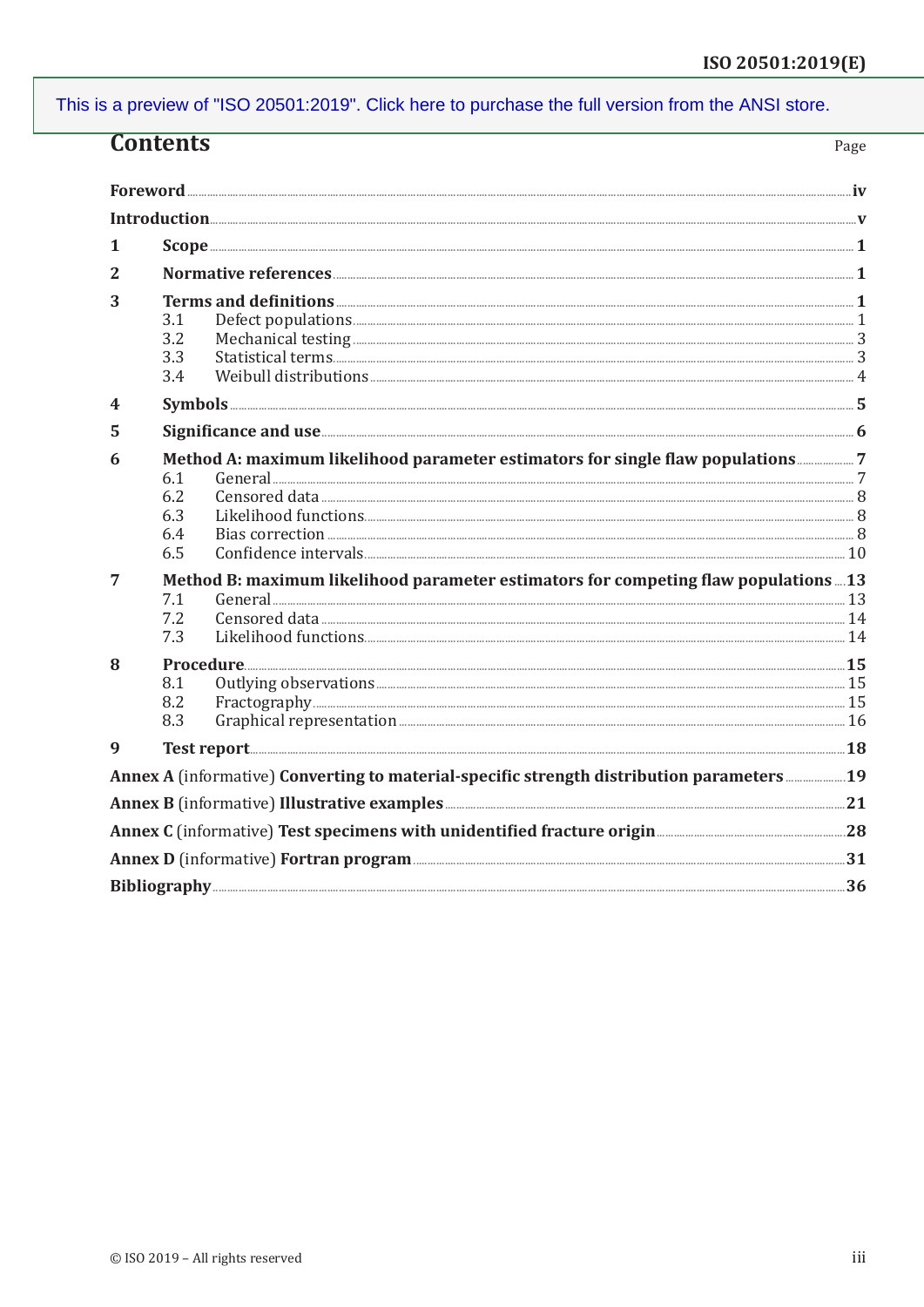This is a preview of "ISO 20501:2019". Click here to purchase the full version from the ANSI store.

# Contents

| | | Page |
|---|---|---|
| **Foreword** | | **iv** |
| **Introduction** | | **v** |
| **1** | **Scope** | **1** |
| **2** | **Normative references** | **1** |
| **3** | **Terms and definitions** | **1** |
| | 3.1 Defect populations | 1 |
| | 3.2 Mechanical testing | 3 |
| | 3.3 Statistical terms | 3 |
| | 3.4 Weibull distributions | 4 |
| **4** | **Symbols** | **5** |
| **5** | **Significance and use** | **6** |
| **6** | **Method A: maximum likelihood parameter estimators for single flaw populations** | **7** |
| | 6.1 General | 7 |
| | 6.2 Censored data | 8 |
| | 6.3 Likelihood functions | 8 |
| | 6.4 Bias correction | 8 |
| | 6.5 Confidence intervals | 10 |
| **7** | **Method B: maximum likelihood parameter estimators for competing flaw populations** | **13** |
| | 7.1 General | 13 |
| | 7.2 Censored data | 14 |
| | 7.3 Likelihood functions | 14 |
| **8** | **Procedure** | **15** |
| | 8.1 Outlying observations | 15 |
| | 8.2 Fractography | 15 |
| | 8.3 Graphical representation | 16 |
| **9** | **Test report** | **18** |
| **Annex A** (informative) **Converting to material-specific strength distribution parameters** | | **19** |
| **Annex B** (informative) **Illustrative examples** | | **21** |
| **Annex C** (informative) **Test specimens with unidentified fracture origin** | | **28** |
| **Annex D** (informative) **Fortran program** | | **31** |
| **Bibliography** | | **36** |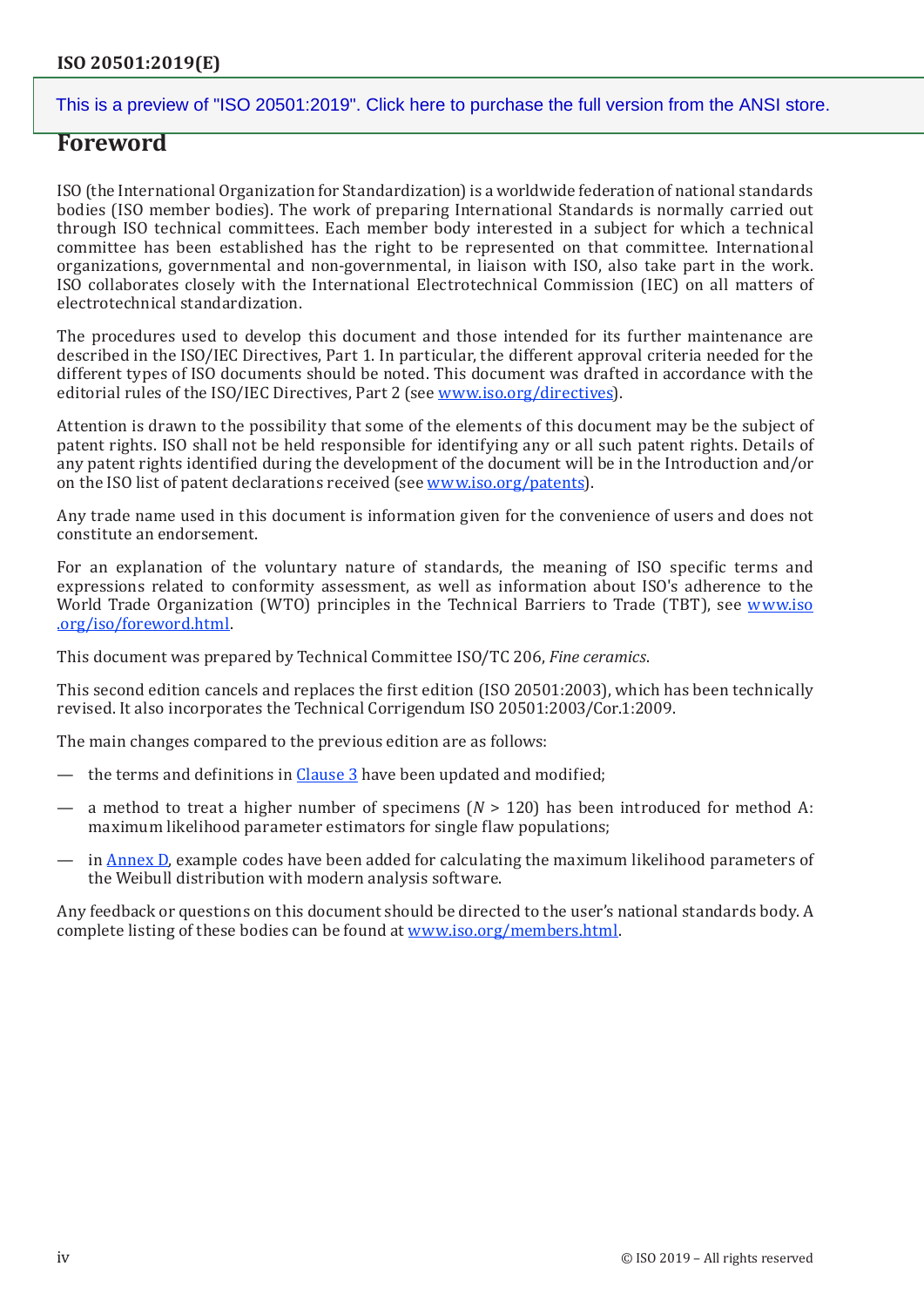## Foreword

ISO (the International Organization for Standardization) is a worldwide federation of national standards bodies (ISO member bodies). The work of preparing International Standards is normally carried out through ISO technical committees. Each member body interested in a subject for which a technical committee has been established has the right to be represented on that committee. International organizations, governmental and non-governmental, in liaison with ISO, also take part in the work. ISO collaborates closely with the International Electrotechnical Commission (IEC) on all matters of electrotechnical standardization.

The procedures used to develop this document and those intended for its further maintenance are described in the ISO/IEC Directives, Part 1. In particular, the different approval criteria needed for the different types of ISO documents should be noted. This document was drafted in accordance with the editorial rules of the ISO/IEC Directives, Part 2 (see www.iso.org/directives).

Attention is drawn to the possibility that some of the elements of this document may be the subject of patent rights. ISO shall not be held responsible for identifying any or all such patent rights. Details of any patent rights identified during the development of the document will be in the Introduction and/or on the ISO list of patent declarations received (see www.iso.org/patents).

Any trade name used in this document is information given for the convenience of users and does not constitute an endorsement.

For an explanation of the voluntary nature of standards, the meaning of ISO specific terms and expressions related to conformity assessment, as well as information about ISO's adherence to the World Trade Organization (WTO) principles in the Technical Barriers to Trade (TBT), see www.iso.org/iso/foreword.html.

This document was prepared by Technical Committee ISO/TC 206, *Fine ceramics*.

This second edition cancels and replaces the first edition (ISO 20501:2003), which has been technically revised. It also incorporates the Technical Corrigendum ISO 20501:2003/Cor.1:2009.

The main changes compared to the previous edition are as follows:

— the terms and definitions in Clause 3 have been updated and modified;

— a method to treat a higher number of specimens ($N$ > 120) has been introduced for method A: maximum likelihood parameter estimators for single flaw populations;

— in Annex D, example codes have been added for calculating the maximum likelihood parameters of the Weibull distribution with modern analysis software.

Any feedback or questions on this document should be directed to the user's national standards body. A complete listing of these bodies can be found at www.iso.org/members.html.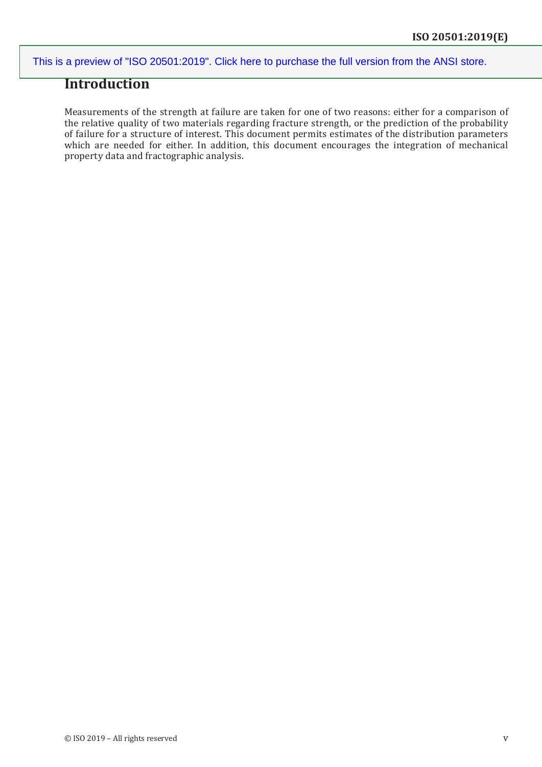## Introduction

Measurements of the strength at failure are taken for one of two reasons: either for a comparison of the relative quality of two materials regarding fracture strength, or the prediction of the probability of failure for a structure of interest. This document permits estimates of the distribution parameters which are needed for either. In addition, this document encourages the integration of mechanical property data and fractographic analysis.